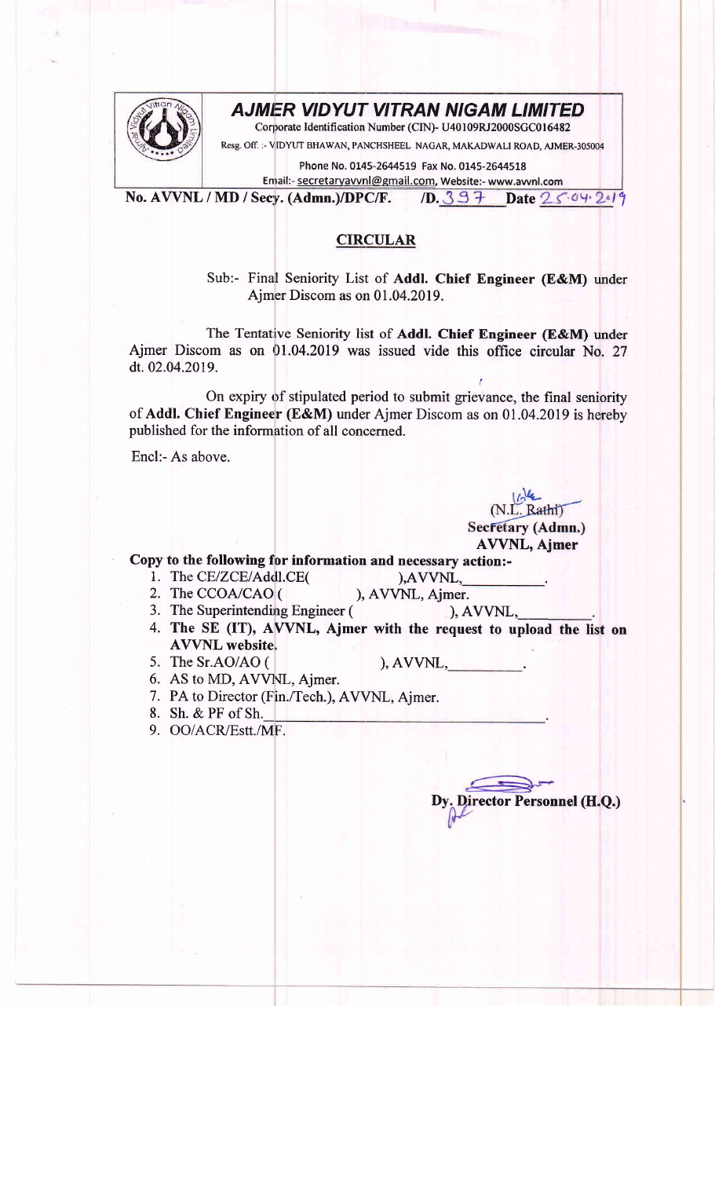# AJMER VIDYUT VITRAN NIGAM LIMITED

Corporate Identification Number (CIN)- U40109RJ2000SGC016482

Resg. Off. :- VIDYUT BHAWAN, PANCHSHEEL NAGAR, MAKADWALI ROAD, AJMER-305004

Phone No. 0145-2644519 Fax No. 0145-2644518

Email:- secretaryavvnl@gmail.com, Website:- www.avvnl.com

**No. AVVNL / MD / Secy. (Admn.)/DPC/F. /D.** 397 **Date** 25.04.2019

## CIRCULAR

Sub:- Final Seniority List of **Addl. Chief Engineer (E&M)** under Ajmer Discom as on 01.04.2019.

The Tentative Seniority list of **Addl. Chief Engineer (E&M)** under Ajmer Discom as on 01.04.2019 was issued vide this office circular No. 27 dt. 02.04.2019.

On expiry of stipulated period to submit grievance, the final seniority of **Addl. Chief Engineer (E&M)** under Ajmer Discom as on 01.04.2019 is hereby published for the information of all concerned.

Encl:- As above.

(N.L. Rathi)
**Secretary (Admn.)**
**AVVNL, Ajmer**

**Copy to the following for information and necessary action:-**

1. The CE/ZCE/Addl.CE( ),AVVNL,\_\_\_\_\_\_\_\_\_\_.
2. The CCOA/CAO ( ), AVVNL, Ajmer.
3. The Superintending Engineer ( ), AVVNL,\_\_\_\_\_\_\_\_\_.
4. **The SE (IT), AVVNL, Ajmer with the request to upload the list on AVVNL website.**
5. The Sr.AO/AO ( ), AVVNL,\_\_\_\_\_\_\_\_\_.
6. AS to MD, AVVNL, Ajmer.
7. PA to Director (Fin./Tech.), AVVNL, Ajmer.
8. Sh. & PF of Sh.\_\_\_\_\_\_\_\_\_\_\_\_\_\_\_\_\_\_\_\_\_\_\_\_\_\_\_\_\_\_.
9. OO/ACR/Estt./MF.

**Dy. Director Personnel (H.Q.)**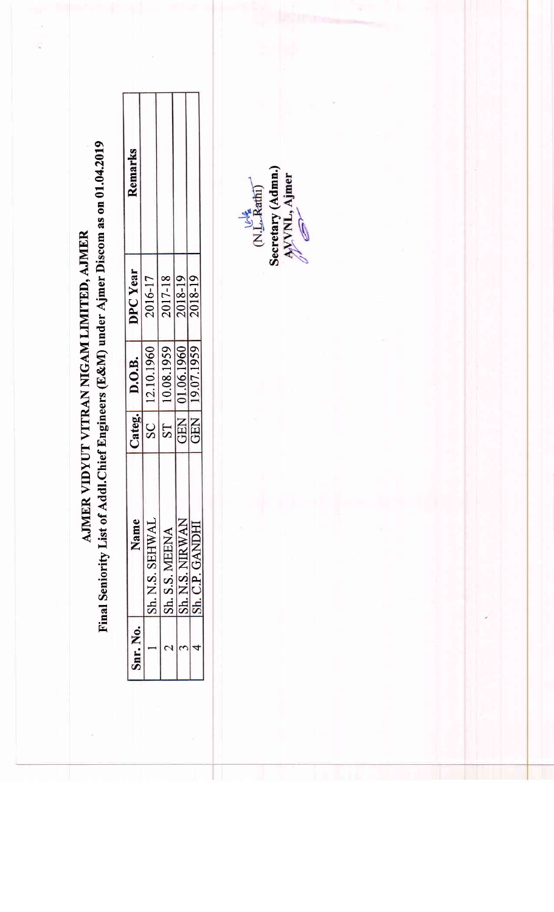# AJMER VIDYUT VITRAN NIGAM LIMITED, AJMER

## Final Seniority List of Addl.Chief Engineers (E&M) under Ajmer Discom as on 01.04.2019

| Snr. No. | Name | Categ. | D.O.B. | DPC Year | Remarks |
|---|---|---|---|---|---|
| 1 | Sh. N.S. SEHWAL | SC | 12.10.1960 | 2016-17 | |
| 2 | Sh. S.S. MEENA | ST | 10.08.1959 | 2017-18 | |
| 3 | Sh. N.S. NIRWAN | GEN | 01.06.1960 | 2018-19 | |
| 4 | Sh. C.P. GANDHI | GEN | 19.07.1959 | 2018-19 | |

(N.L. Rathi)
**Secretary (Admn.)**
**AVVNL, Ajmer**